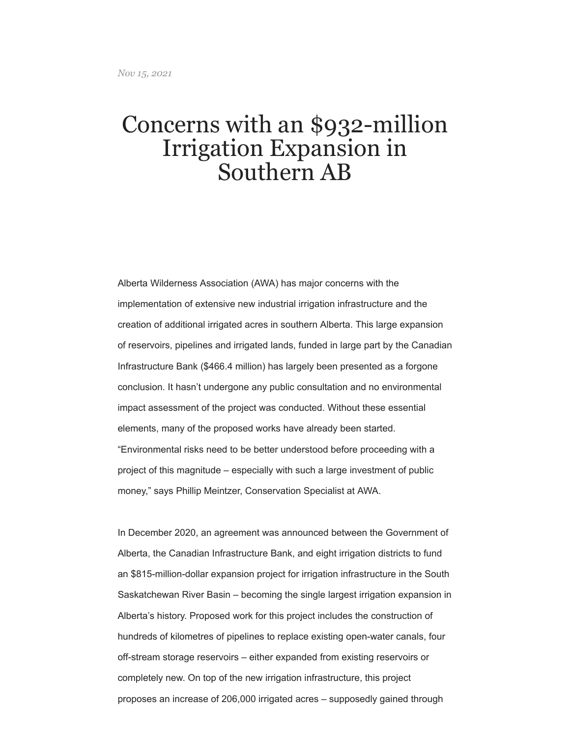*Nov 15, 2021*

# Concerns with an $932-million Irrigation Expansion in Southern AB

Alberta Wilderness Association (AWA) has major concerns with the implementation of extensive new industrial irrigation infrastructure and the creation of additional irrigated acres in southern Alberta. This large expansion of reservoirs, pipelines and irrigated lands, funded in large part by the Canadian Infrastructure Bank ($466.4 million) has largely been presented as a forgone conclusion. It hasn't undergone any public consultation and no environmental impact assessment of the project was conducted. Without these essential elements, many of the proposed works have already been started. "Environmental risks need to be better understood before proceeding with a project of this magnitude – especially with such a large investment of public money," says Phillip Meintzer, Conservation Specialist at AWA.

In December 2020, an agreement was announced between the Government of Alberta, the Canadian Infrastructure Bank, and eight irrigation districts to fund an $815-million-dollar expansion project for irrigation infrastructure in the South Saskatchewan River Basin – becoming the single largest irrigation expansion in Alberta's history. Proposed work for this project includes the construction of hundreds of kilometres of pipelines to replace existing open-water canals, four off-stream storage reservoirs – either expanded from existing reservoirs or completely new. On top of the new irrigation infrastructure, this project proposes an increase of 206,000 irrigated acres – supposedly gained through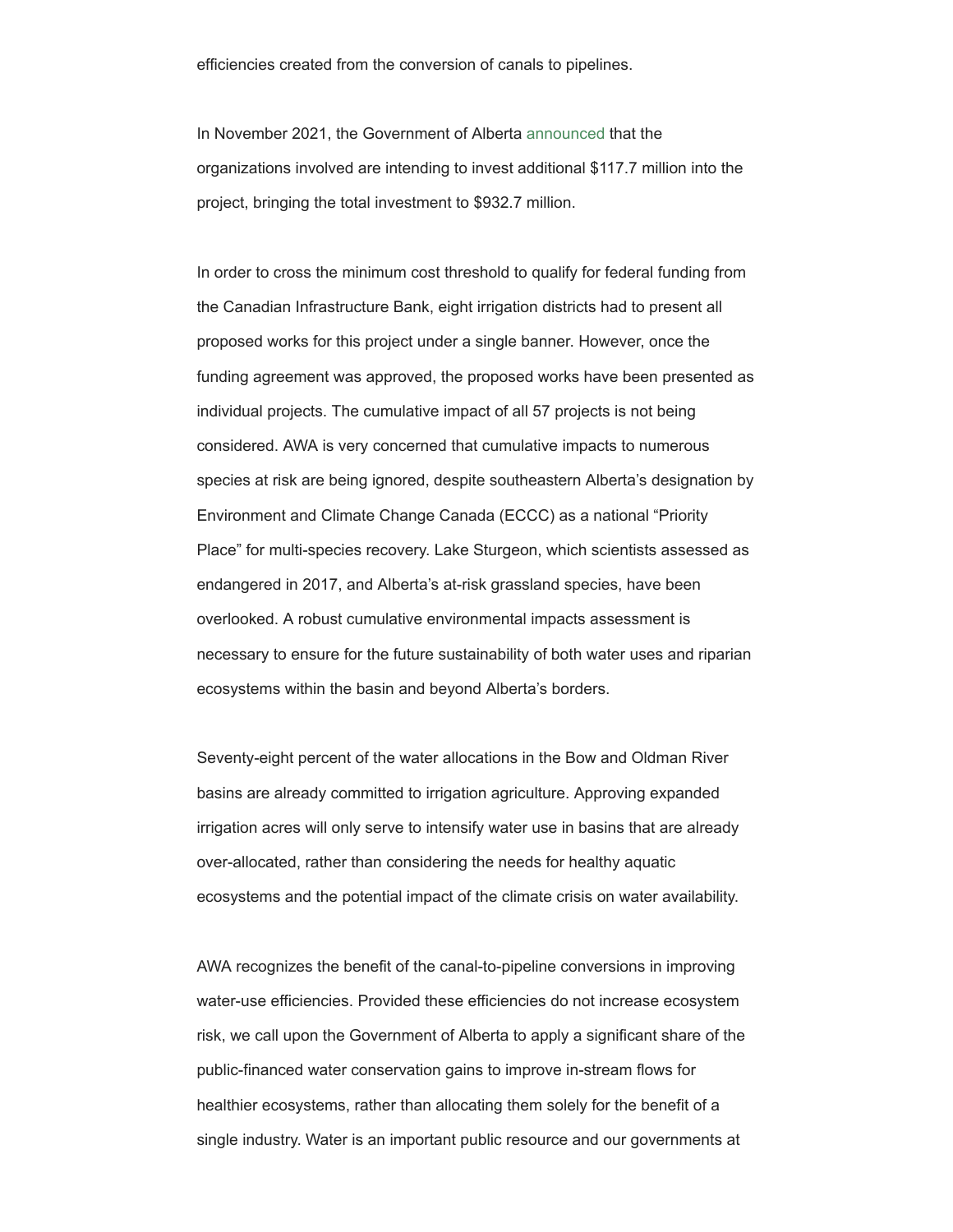efficiencies created from the conversion of canals to pipelines.

In November 2021, the Government of Alberta announced that the organizations involved are intending to invest additional $117.7 million into the project, bringing the total investment to $932.7 million.

In order to cross the minimum cost threshold to qualify for federal funding from the Canadian Infrastructure Bank, eight irrigation districts had to present all proposed works for this project under a single banner. However, once the funding agreement was approved, the proposed works have been presented as individual projects. The cumulative impact of all 57 projects is not being considered. AWA is very concerned that cumulative impacts to numerous species at risk are being ignored, despite southeastern Alberta's designation by Environment and Climate Change Canada (ECCC) as a national "Priority Place" for multi-species recovery. Lake Sturgeon, which scientists assessed as endangered in 2017, and Alberta's at-risk grassland species, have been overlooked. A robust cumulative environmental impacts assessment is necessary to ensure for the future sustainability of both water uses and riparian ecosystems within the basin and beyond Alberta's borders.

Seventy-eight percent of the water allocations in the Bow and Oldman River basins are already committed to irrigation agriculture. Approving expanded irrigation acres will only serve to intensify water use in basins that are already over-allocated, rather than considering the needs for healthy aquatic ecosystems and the potential impact of the climate crisis on water availability.

AWA recognizes the benefit of the canal-to-pipeline conversions in improving water-use efficiencies. Provided these efficiencies do not increase ecosystem risk, we call upon the Government of Alberta to apply a significant share of the public-financed water conservation gains to improve in-stream flows for healthier ecosystems, rather than allocating them solely for the benefit of a single industry. Water is an important public resource and our governments at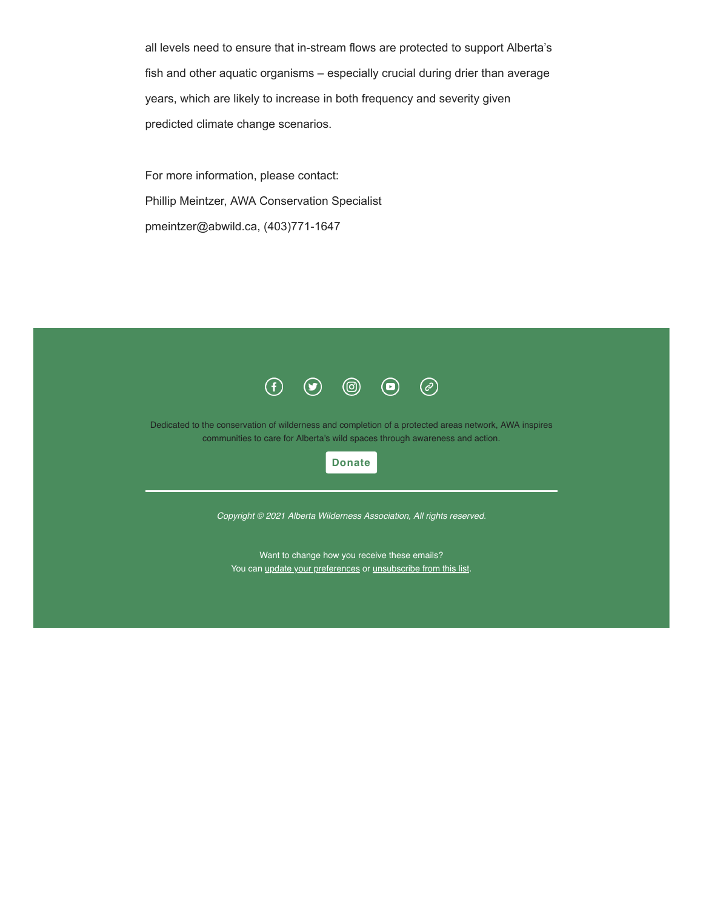all levels need to ensure that in-stream flows are protected to support Alberta's fish and other aquatic organisms – especially crucial during drier than average years, which are likely to increase in both frequency and severity given predicted climate change scenarios.

For more information, please contact:

Phillip Meintzer, AWA Conservation Specialist

pmeintzer@abwild.ca, (403)771-1647

---

Dedicated to the conservation of wilderness and completion of a protected areas network, AWA inspires communities to care for Alberta's wild spaces through awareness and action.

**Donate**

---

*Copyright © 2021 Alberta Wilderness Association, All rights reserved.*

Want to change how you receive these emails?
You can update your preferences or unsubscribe from this list.